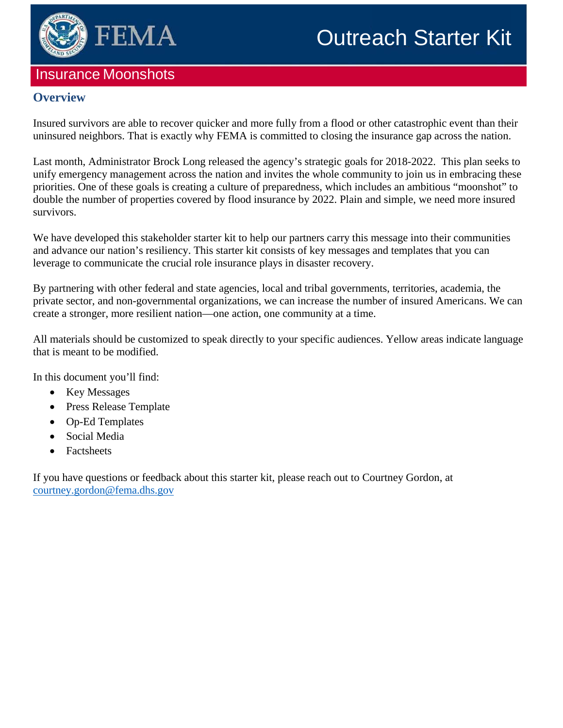# Outreach Starter Kit

## Insurance Moonshots

### Overview

Insured survivors are able to recover quicker and more fully from a flood or other catastrophic event than their uninsured neighbors. That is exactly why FEMA is committed to closing the insurance gap across the nation.

Last month, Administrator Brock Long released the agency's strategic goals for 2018-2022. This plan seeks to unify emergency management across the nation and invites the whole community to join us in embracing these priorities. One of these goals is creating a culture of preparedness, which includes an ambitious "moonshot" to double the number of properties covered by flood insurance by 2022. Plain and simple, we need more insured survivors.

We have developed this stakeholder starter kit to help our partners carry this message into their communities and advance our nation's resiliency. This starter kit consists of key messages and templates that you can leverage to communicate the crucial role insurance plays in disaster recovery.

By partnering with other federal and state agencies, local and tribal governments, territories, academia, the private sector, and non-governmental organizations, we can increase the number of insured Americans. We can create a stronger, more resilient nation—one action, one community at a time.

All materials should be customized to speak directly to your specific audiences. Yellow areas indicate language that is meant to be modified.

In this document you'll find:

- Key Messages
- Press Release Template
- Op-Ed Templates
- Social Media
- Factsheets

If you have questions or feedback about this starter kit, please reach out to Courtney Gordon, at courtney.gordon@fema.dhs.gov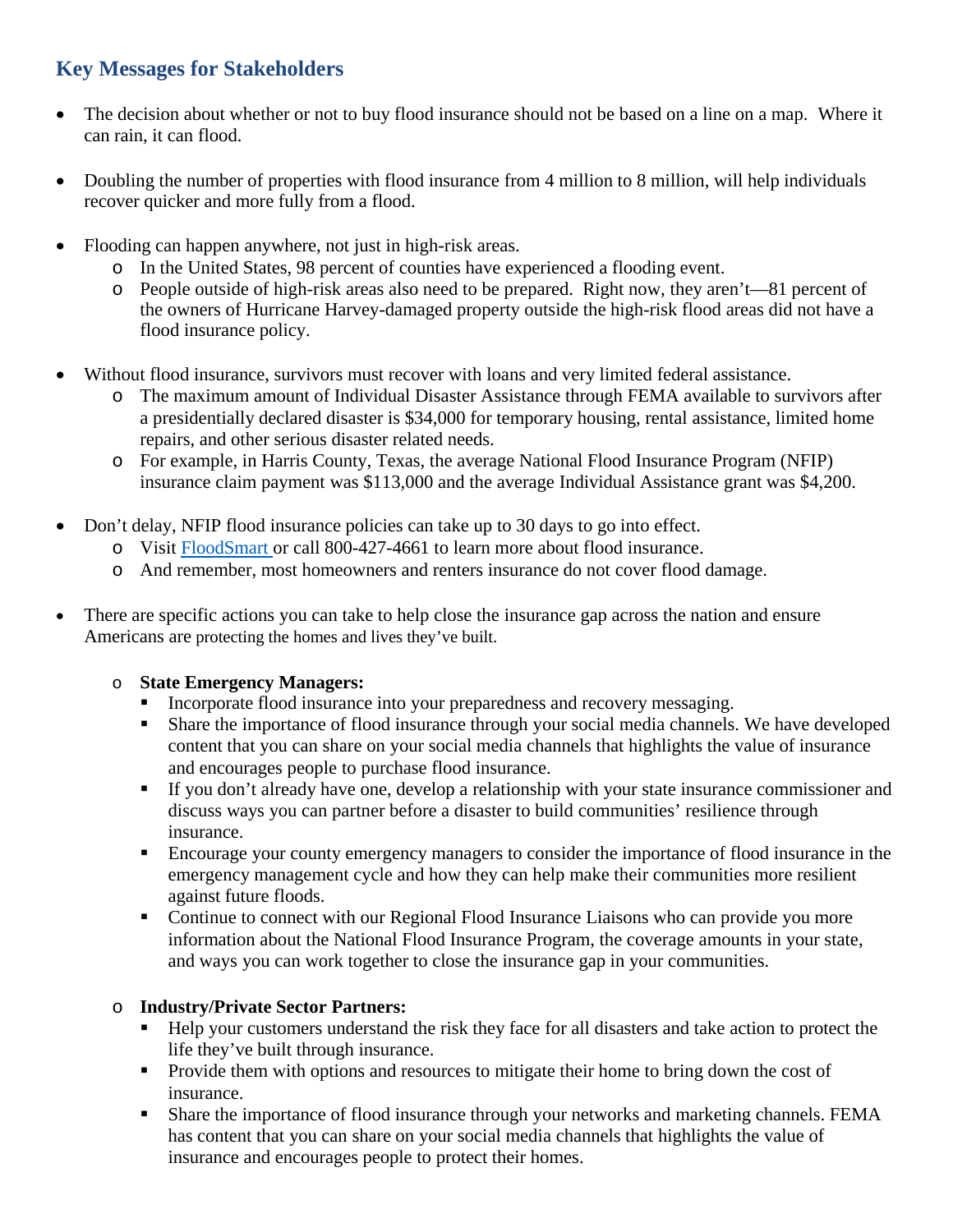## Key Messages for Stakeholders

- The decision about whether or not to buy flood insurance should not be based on a line on a map. Where it can rain, it can flood.

- Doubling the number of properties with flood insurance from 4 million to 8 million, will help individuals recover quicker and more fully from a flood.

- Flooding can happen anywhere, not just in high-risk areas.
  - In the United States, 98 percent of counties have experienced a flooding event.
  - People outside of high-risk areas also need to be prepared. Right now, they aren't—81 percent of the owners of Hurricane Harvey-damaged property outside the high-risk flood areas did not have a flood insurance policy.

- Without flood insurance, survivors must recover with loans and very limited federal assistance.
  - The maximum amount of Individual Disaster Assistance through FEMA available to survivors after a presidentially declared disaster is $34,000 for temporary housing, rental assistance, limited home repairs, and other serious disaster related needs.
  - For example, in Harris County, Texas, the average National Flood Insurance Program (NFIP) insurance claim payment was $113,000 and the average Individual Assistance grant was $4,200.

- Don't delay, NFIP flood insurance policies can take up to 30 days to go into effect.
  - Visit FloodSmart or call 800-427-4661 to learn more about flood insurance.
  - And remember, most homeowners and renters insurance do not cover flood damage.

- There are specific actions you can take to help close the insurance gap across the nation and ensure Americans are protecting the homes and lives they've built.

  - **State Emergency Managers:**
    - Incorporate flood insurance into your preparedness and recovery messaging.
    - Share the importance of flood insurance through your social media channels. We have developed content that you can share on your social media channels that highlights the value of insurance and encourages people to purchase flood insurance.
    - If you don't already have one, develop a relationship with your state insurance commissioner and discuss ways you can partner before a disaster to build communities' resilience through insurance.
    - Encourage your county emergency managers to consider the importance of flood insurance in the emergency management cycle and how they can help make their communities more resilient against future floods.
    - Continue to connect with our Regional Flood Insurance Liaisons who can provide you more information about the National Flood Insurance Program, the coverage amounts in your state, and ways you can work together to close the insurance gap in your communities.

  - **Industry/Private Sector Partners:**
    - Help your customers understand the risk they face for all disasters and take action to protect the life they've built through insurance.
    - Provide them with options and resources to mitigate their home to bring down the cost of insurance.
    - Share the importance of flood insurance through your networks and marketing channels. FEMA has content that you can share on your social media channels that highlights the value of insurance and encourages people to protect their homes.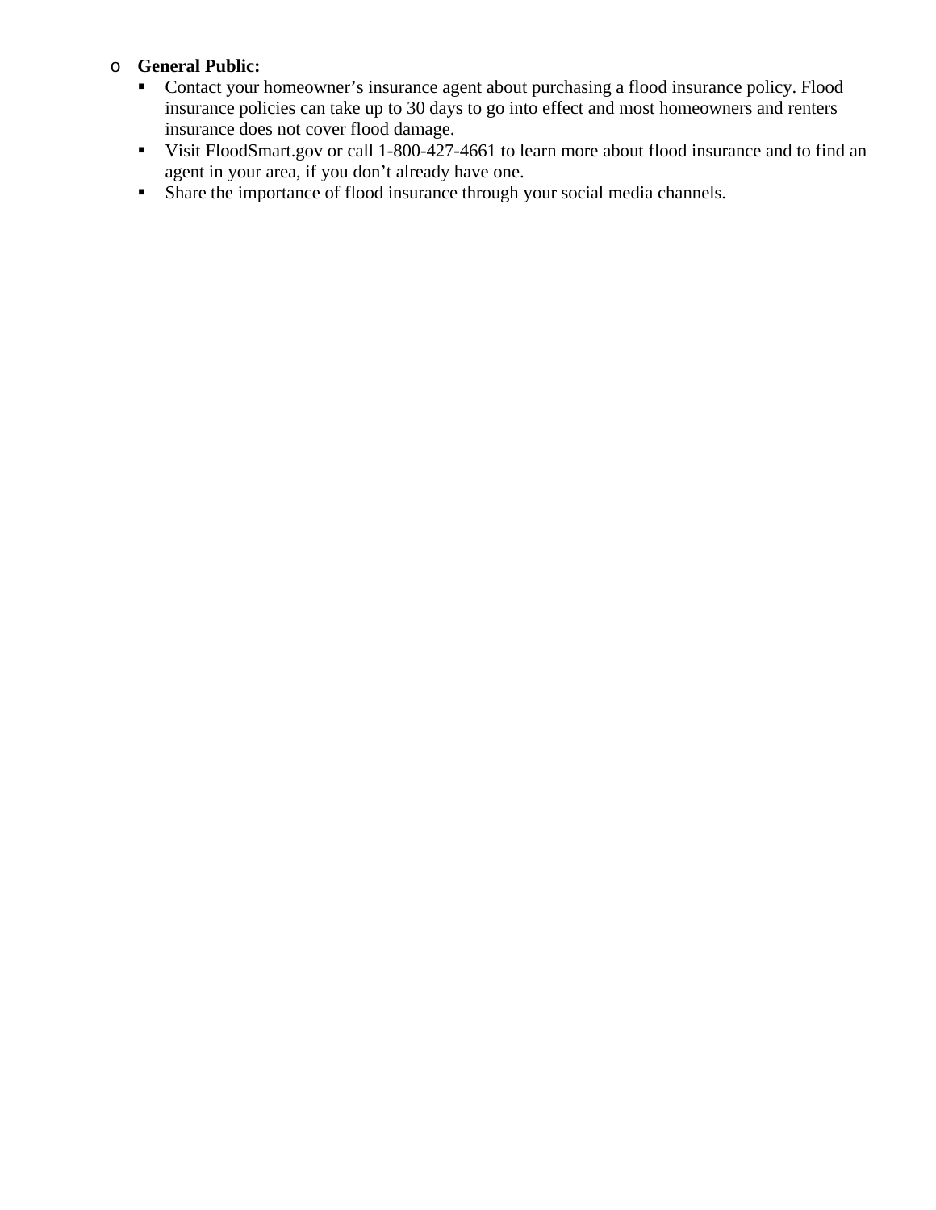- **General Public:**
  - Contact your homeowner's insurance agent about purchasing a flood insurance policy. Flood insurance policies can take up to 30 days to go into effect and most homeowners and renters insurance does not cover flood damage.
  - Visit FloodSmart.gov or call 1-800-427-4661 to learn more about flood insurance and to find an agent in your area, if you don't already have one.
  - Share the importance of flood insurance through your social media channels.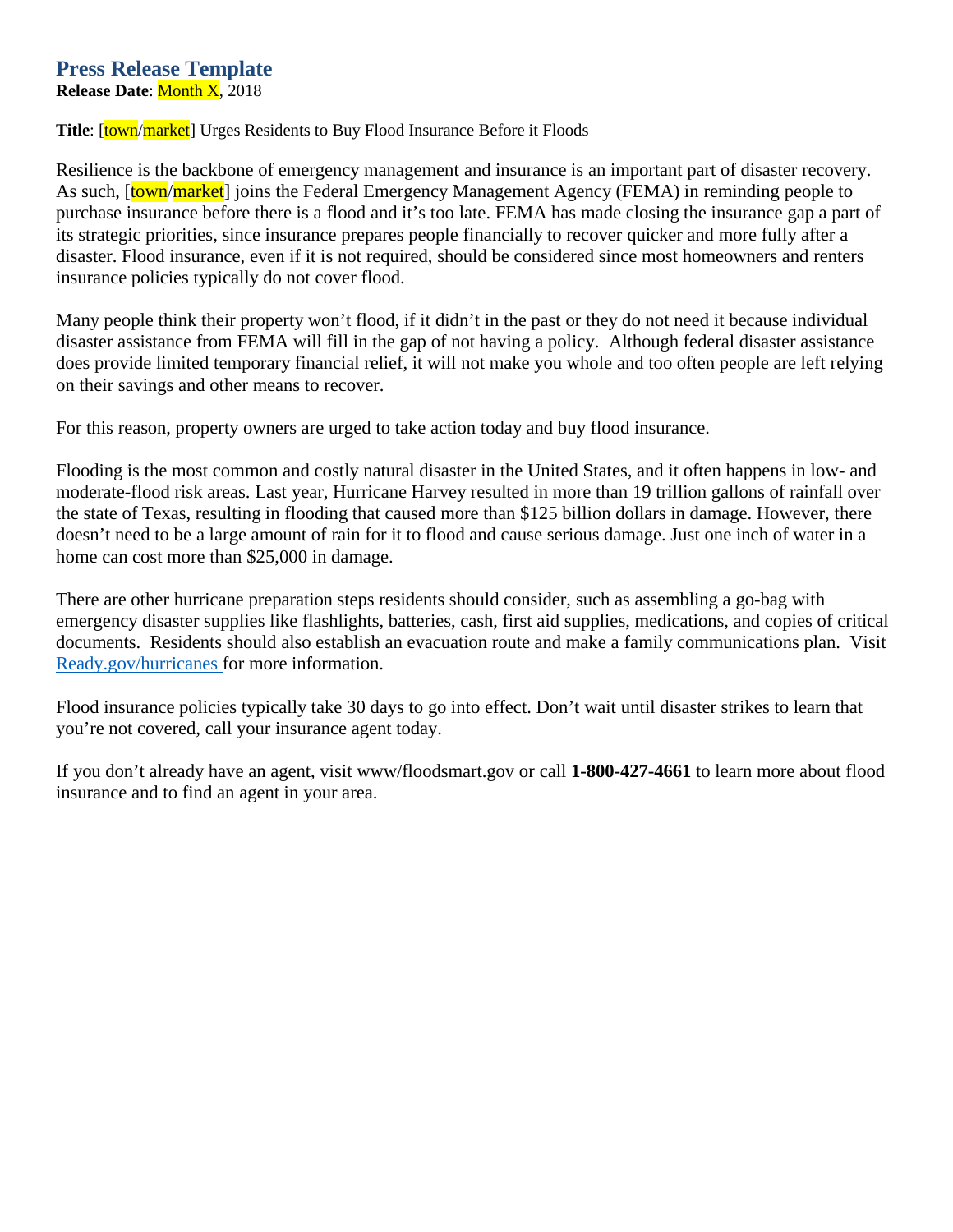## Press Release Template

**Release Date**: Month X, 2018

**Title**: [town/market] Urges Residents to Buy Flood Insurance Before it Floods

Resilience is the backbone of emergency management and insurance is an important part of disaster recovery. As such, [town/market] joins the Federal Emergency Management Agency (FEMA) in reminding people to purchase insurance before there is a flood and it's too late. FEMA has made closing the insurance gap a part of its strategic priorities, since insurance prepares people financially to recover quicker and more fully after a disaster. Flood insurance, even if it is not required, should be considered since most homeowners and renters insurance policies typically do not cover flood.

Many people think their property won't flood, if it didn't in the past or they do not need it because individual disaster assistance from FEMA will fill in the gap of not having a policy. Although federal disaster assistance does provide limited temporary financial relief, it will not make you whole and too often people are left relying on their savings and other means to recover.

For this reason, property owners are urged to take action today and buy flood insurance.

Flooding is the most common and costly natural disaster in the United States, and it often happens in low- and moderate-flood risk areas. Last year, Hurricane Harvey resulted in more than 19 trillion gallons of rainfall over the state of Texas, resulting in flooding that caused more than $125 billion dollars in damage. However, there doesn't need to be a large amount of rain for it to flood and cause serious damage. Just one inch of water in a home can cost more than $25,000 in damage.

There are other hurricane preparation steps residents should consider, such as assembling a go-bag with emergency disaster supplies like flashlights, batteries, cash, first aid supplies, medications, and copies of critical documents. Residents should also establish an evacuation route and make a family communications plan. Visit Ready.gov/hurricanes for more information.

Flood insurance policies typically take 30 days to go into effect. Don't wait until disaster strikes to learn that you're not covered, call your insurance agent today.

If you don't already have an agent, visit www/floodsmart.gov or call **1-800-427-4661** to learn more about flood insurance and to find an agent in your area.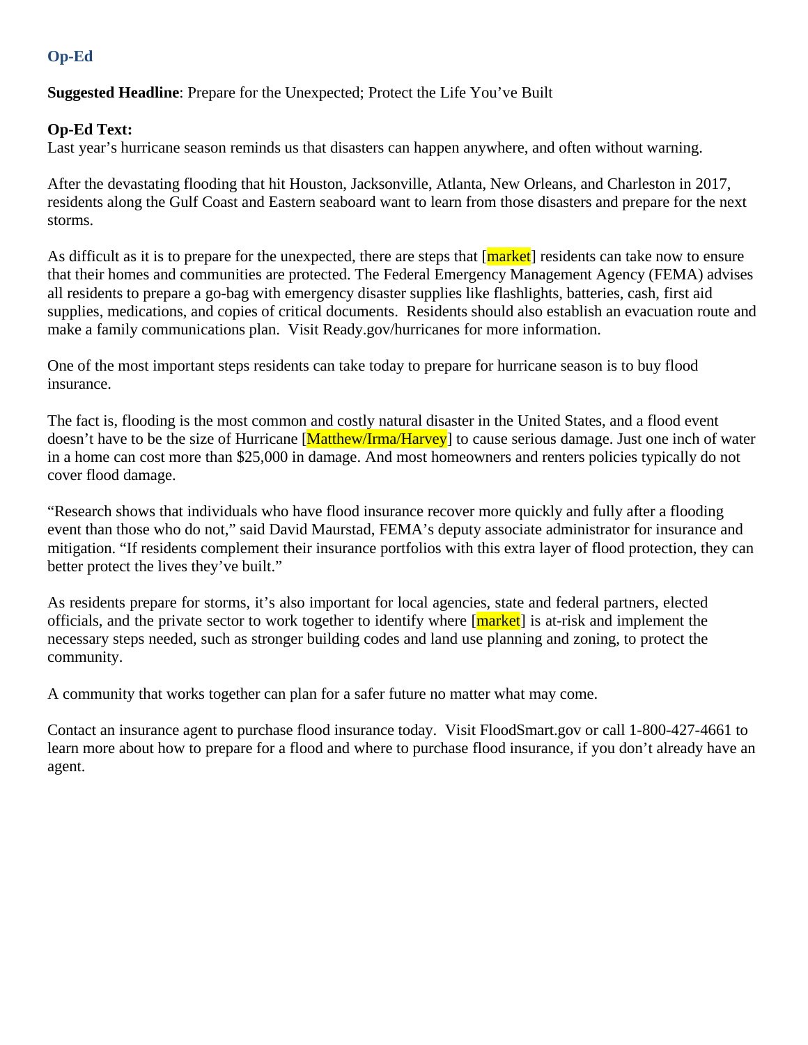## Op-Ed

**Suggested Headline**: Prepare for the Unexpected; Protect the Life You've Built

**Op-Ed Text:**
Last year's hurricane season reminds us that disasters can happen anywhere, and often without warning.

After the devastating flooding that hit Houston, Jacksonville, Atlanta, New Orleans, and Charleston in 2017, residents along the Gulf Coast and Eastern seaboard want to learn from those disasters and prepare for the next storms.

As difficult as it is to prepare for the unexpected, there are steps that [market] residents can take now to ensure that their homes and communities are protected. The Federal Emergency Management Agency (FEMA) advises all residents to prepare a go-bag with emergency disaster supplies like flashlights, batteries, cash, first aid supplies, medications, and copies of critical documents. Residents should also establish an evacuation route and make a family communications plan. Visit Ready.gov/hurricanes for more information.

One of the most important steps residents can take today to prepare for hurricane season is to buy flood insurance.

The fact is, flooding is the most common and costly natural disaster in the United States, and a flood event doesn't have to be the size of Hurricane [Matthew/Irma/Harvey] to cause serious damage. Just one inch of water in a home can cost more than $25,000 in damage. And most homeowners and renters policies typically do not cover flood damage.

"Research shows that individuals who have flood insurance recover more quickly and fully after a flooding event than those who do not," said David Maurstad, FEMA's deputy associate administrator for insurance and mitigation. "If residents complement their insurance portfolios with this extra layer of flood protection, they can better protect the lives they've built."

As residents prepare for storms, it's also important for local agencies, state and federal partners, elected officials, and the private sector to work together to identify where [market] is at-risk and implement the necessary steps needed, such as stronger building codes and land use planning and zoning, to protect the community.

A community that works together can plan for a safer future no matter what may come.

Contact an insurance agent to purchase flood insurance today. Visit FloodSmart.gov or call 1-800-427-4661 to learn more about how to prepare for a flood and where to purchase flood insurance, if you don't already have an agent.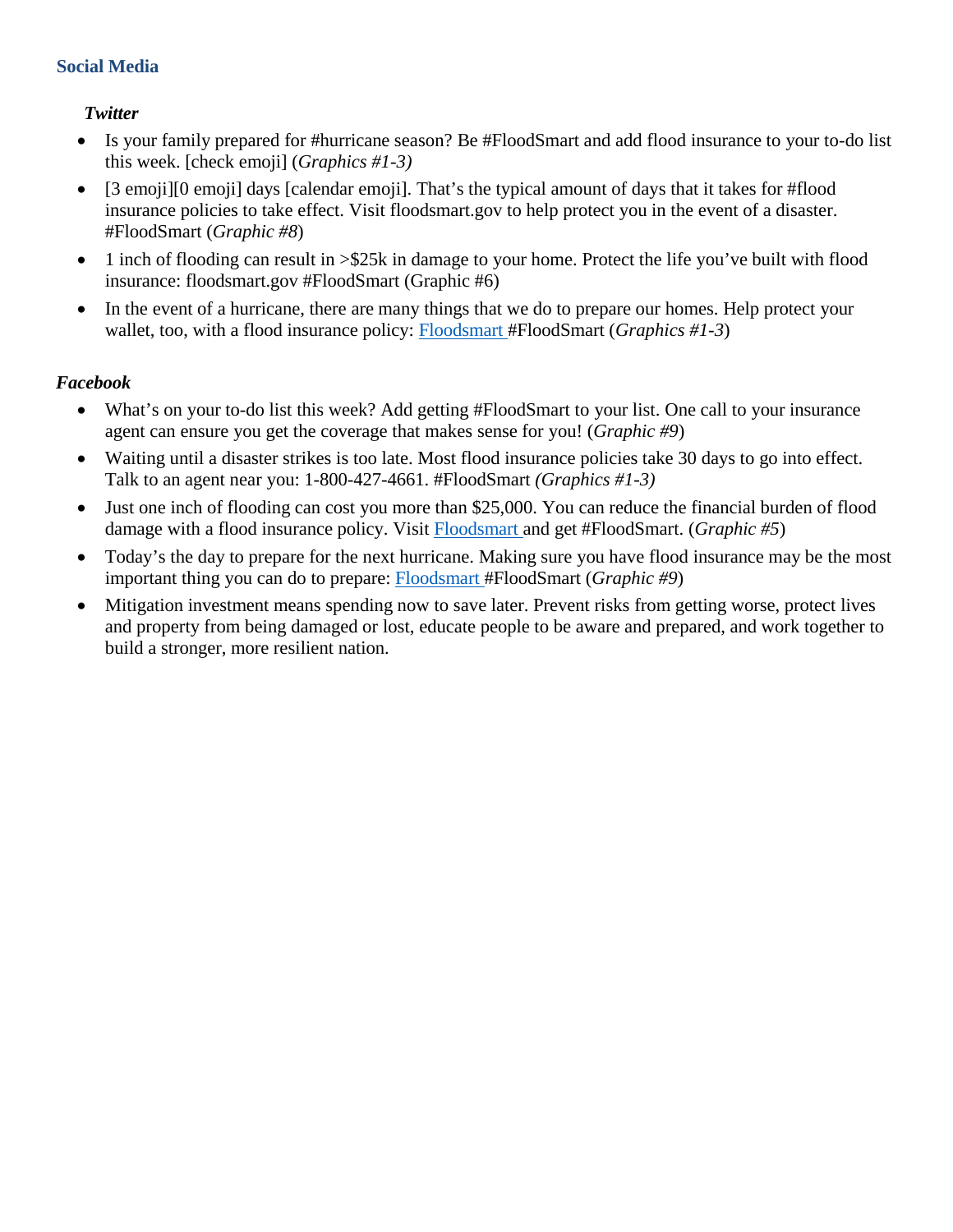## Social Media

### *Twitter*

- Is your family prepared for #hurricane season? Be #FloodSmart and add flood insurance to your to-do list this week. [check emoji] (*Graphics #1-3)*
- [3 emoji][0 emoji] days [calendar emoji]. That's the typical amount of days that it takes for #flood insurance policies to take effect. Visit floodsmart.gov to help protect you in the event of a disaster. #FloodSmart (*Graphic #8*)
- 1 inch of flooding can result in >$25k in damage to your home. Protect the life you've built with flood insurance: floodsmart.gov #FloodSmart (Graphic #6)
- In the event of a hurricane, there are many things that we do to prepare our homes. Help protect your wallet, too, with a flood insurance policy: [Floodsmart](Floodsmart) #FloodSmart (*Graphics #1-3*)

### *Facebook*

- What's on your to-do list this week? Add getting #FloodSmart to your list. One call to your insurance agent can ensure you get the coverage that makes sense for you! (*Graphic #9*)
- Waiting until a disaster strikes is too late. Most flood insurance policies take 30 days to go into effect. Talk to an agent near you: 1-800-427-4661. #FloodSmart *(Graphics #1-3)*
- Just one inch of flooding can cost you more than $25,000. You can reduce the financial burden of flood damage with a flood insurance policy. Visit [Floodsmart](Floodsmart) and get #FloodSmart. (*Graphic #5*)
- Today's the day to prepare for the next hurricane. Making sure you have flood insurance may be the most important thing you can do to prepare: [Floodsmart](Floodsmart) #FloodSmart (*Graphic #9*)
- Mitigation investment means spending now to save later. Prevent risks from getting worse, protect lives and property from being damaged or lost, educate people to be aware and prepared, and work together to build a stronger, more resilient nation.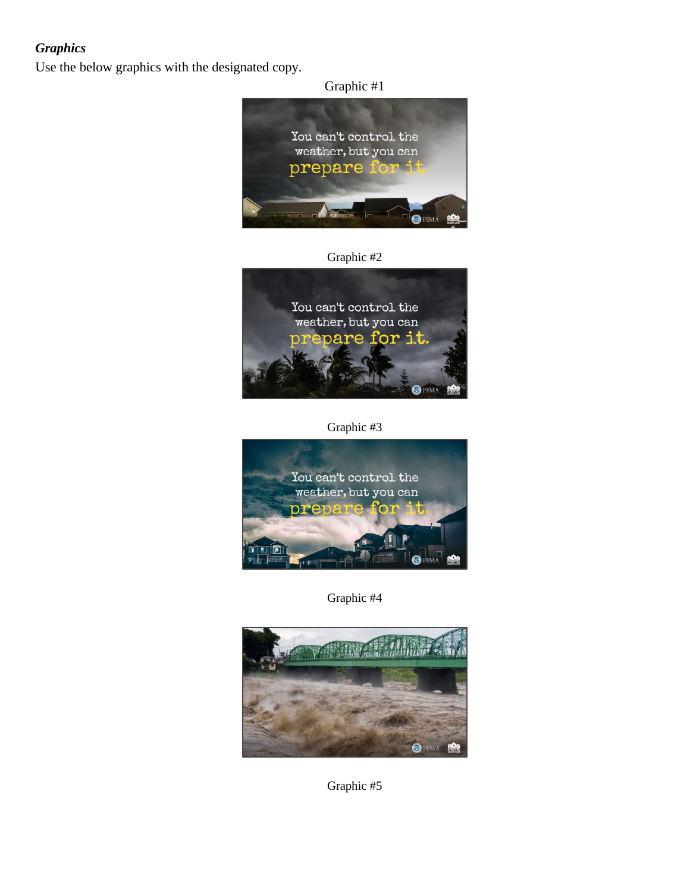***Graphics***

Use the below graphics with the designated copy.

Graphic #1

Graphic #2

Graphic #3

Graphic #4

Graphic #5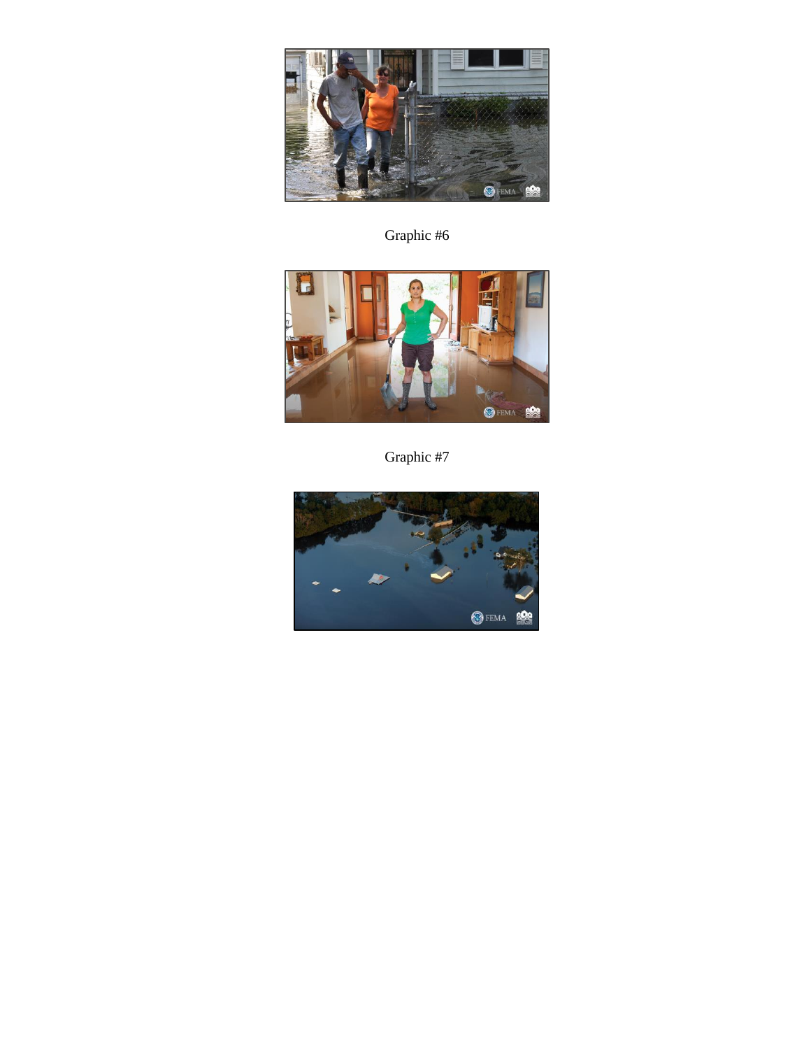Graphic #6

Graphic #7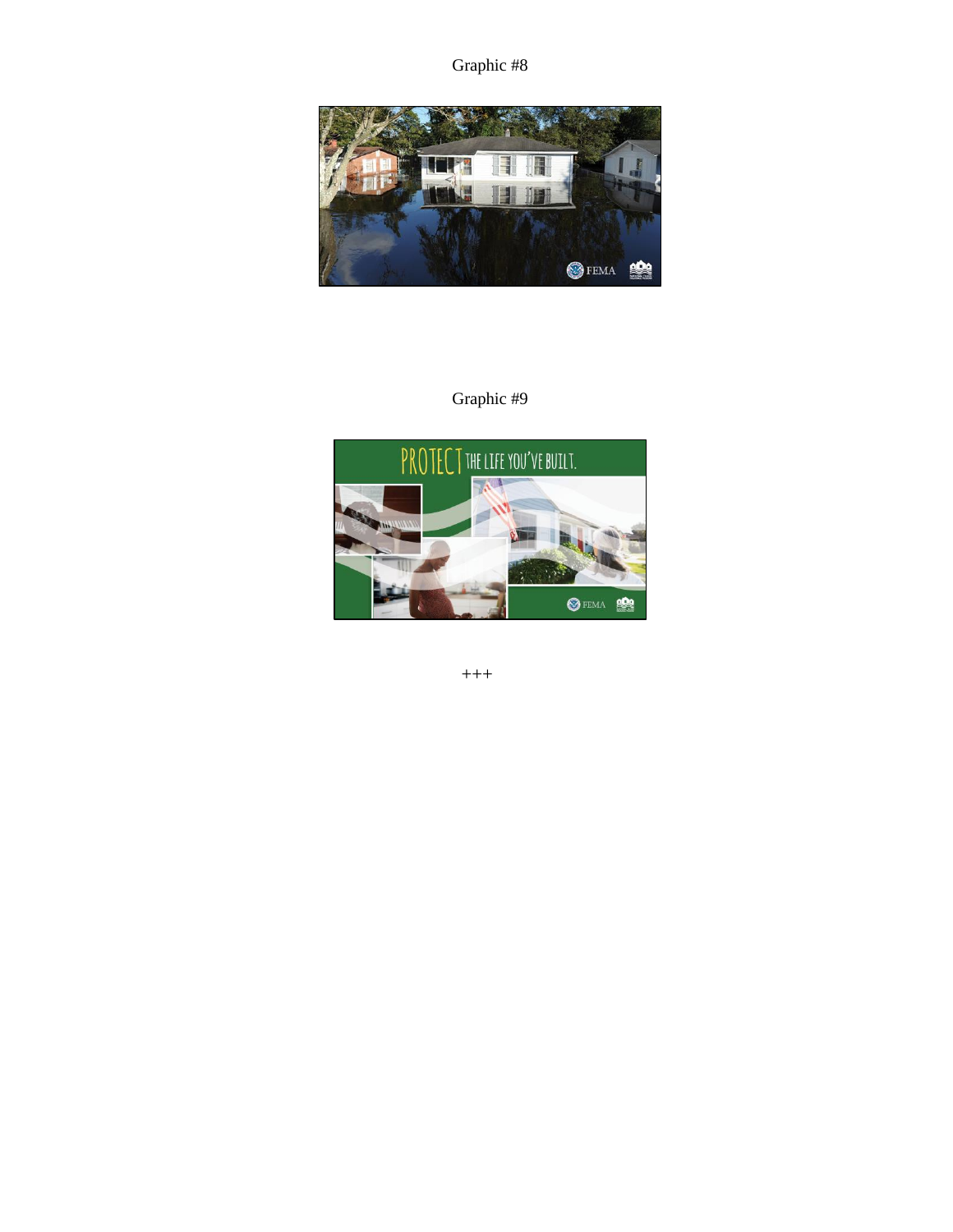Graphic #8

Graphic #9

+++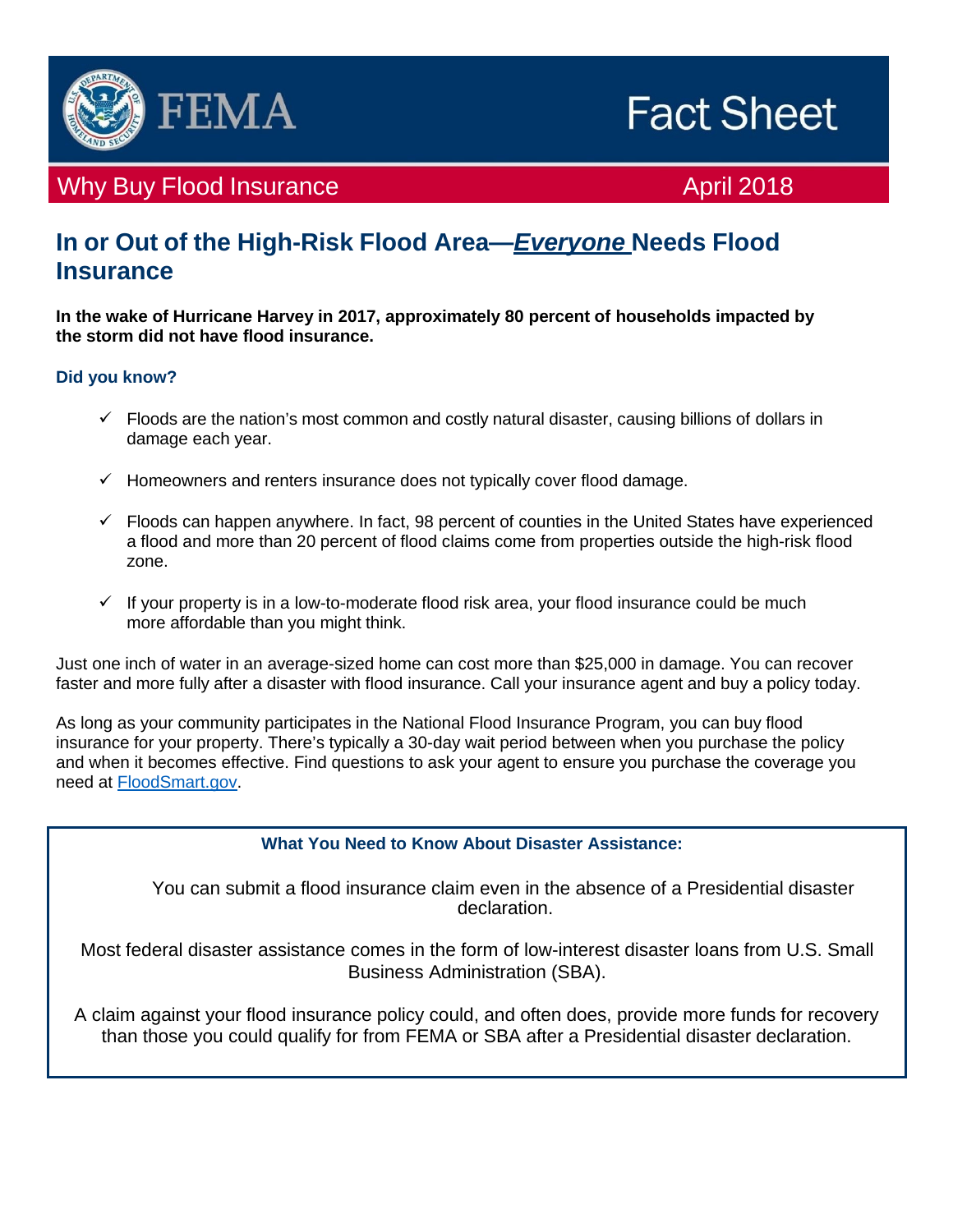FEMA

Fact Sheet

Why Buy Flood Insurance

April 2018

# In or Out of the High-Risk Flood Area—***Everyone*** Needs Flood Insurance

**In the wake of Hurricane Harvey in 2017, approximately 80 percent of households impacted by the storm did not have flood insurance.**

### Did you know?

- ✓ Floods are the nation's most common and costly natural disaster, causing billions of dollars in damage each year.
- ✓ Homeowners and renters insurance does not typically cover flood damage.
- ✓ Floods can happen anywhere. In fact, 98 percent of counties in the United States have experienced a flood and more than 20 percent of flood claims come from properties outside the high-risk flood zone.
- ✓ If your property is in a low-to-moderate flood risk area, your flood insurance could be much more affordable than you might think.

Just one inch of water in an average-sized home can cost more than $25,000 in damage. You can recover faster and more fully after a disaster with flood insurance. Call your insurance agent and buy a policy today.

As long as your community participates in the National Flood Insurance Program, you can buy flood insurance for your property. There's typically a 30-day wait period between when you purchase the policy and when it becomes effective. Find questions to ask your agent to ensure you purchase the coverage you need at FloodSmart.gov.

**What You Need to Know About Disaster Assistance:**

You can submit a flood insurance claim even in the absence of a Presidential disaster declaration.

Most federal disaster assistance comes in the form of low-interest disaster loans from U.S. Small Business Administration (SBA).

A claim against your flood insurance policy could, and often does, provide more funds for recovery than those you could qualify for from FEMA or SBA after a Presidential disaster declaration.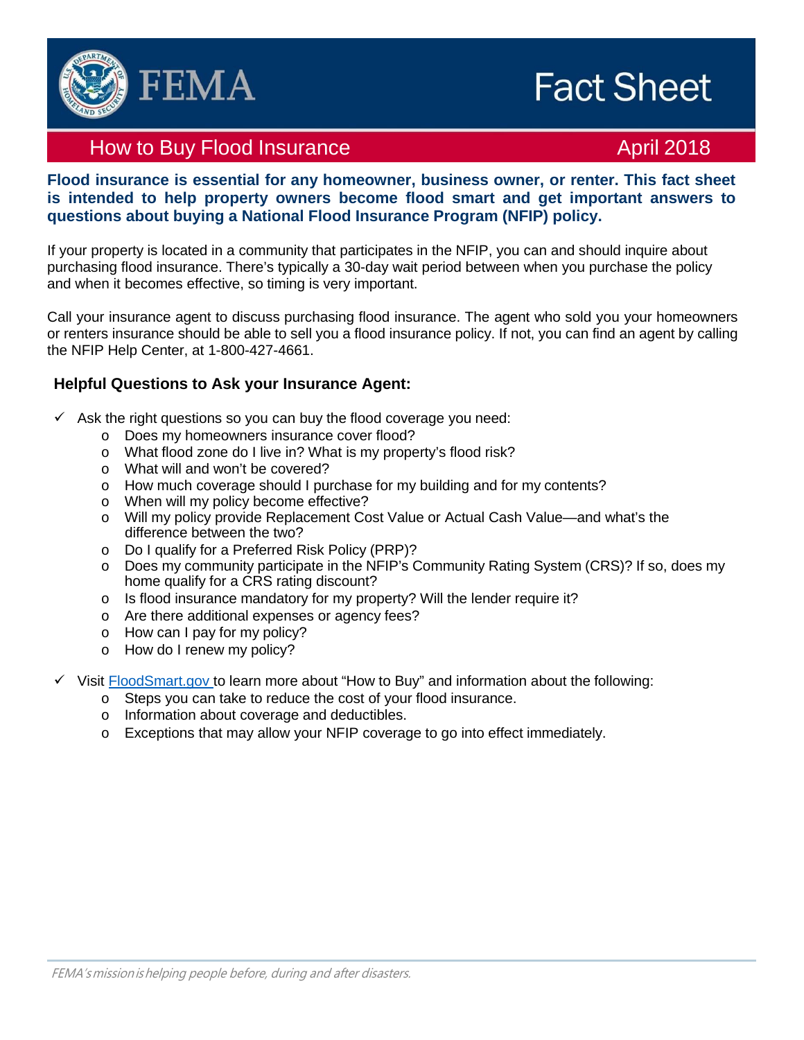# FEMA Fact Sheet

## How to Buy Flood Insurance

April 2018

**Flood insurance is essential for any homeowner, business owner, or renter. This fact sheet is intended to help property owners become flood smart and get important answers to questions about buying a National Flood Insurance Program (NFIP) policy.**

If your property is located in a community that participates in the NFIP, you can and should inquire about purchasing flood insurance. There's typically a 30-day wait period between when you purchase the policy and when it becomes effective, so timing is very important.

Call your insurance agent to discuss purchasing flood insurance. The agent who sold you your homeowners or renters insurance should be able to sell you a flood insurance policy. If not, you can find an agent by calling the NFIP Help Center, at 1-800-427-4661.

### Helpful Questions to Ask your Insurance Agent:

- ✓ Ask the right questions so you can buy the flood coverage you need:
  - Does my homeowners insurance cover flood?
  - What flood zone do I live in? What is my property's flood risk?
  - What will and won't be covered?
  - How much coverage should I purchase for my building and for my contents?
  - When will my policy become effective?
  - Will my policy provide Replacement Cost Value or Actual Cash Value—and what's the difference between the two?
  - Do I qualify for a Preferred Risk Policy (PRP)?
  - Does my community participate in the NFIP's Community Rating System (CRS)? If so, does my home qualify for a CRS rating discount?
  - Is flood insurance mandatory for my property? Will the lender require it?
  - Are there additional expenses or agency fees?
  - How can I pay for my policy?
  - How do I renew my policy?
- ✓ Visit FloodSmart.gov to learn more about "How to Buy" and information about the following:
  - Steps you can take to reduce the cost of your flood insurance.
  - Information about coverage and deductibles.
  - Exceptions that may allow your NFIP coverage to go into effect immediately.